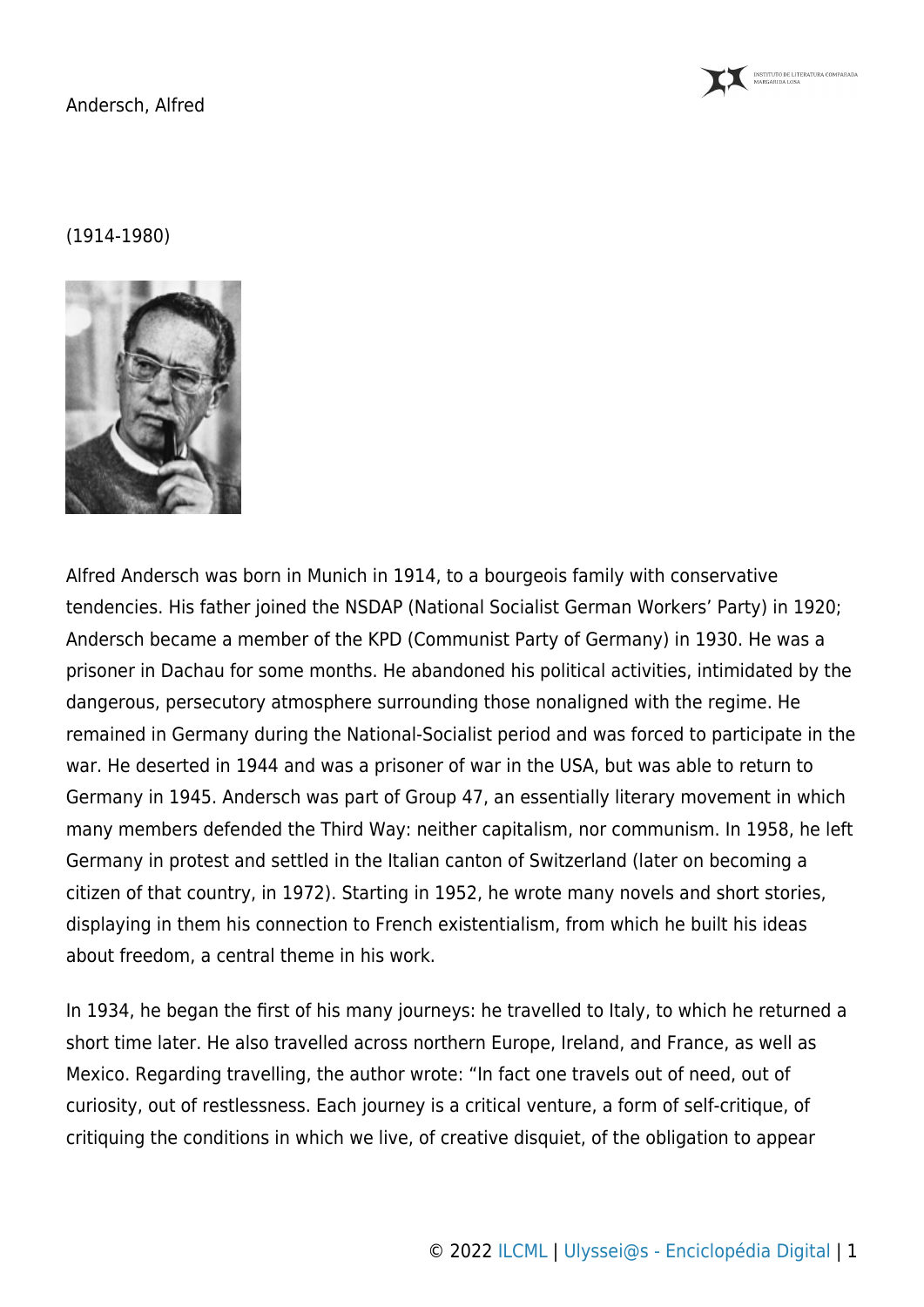# Andersch, Alfred

(1914-1980)

Alfred Andersch was born in Munich in 1914, to a bourgeois family with conservative tendencies. His father joined the NSDAP (National Socialist German Workers' Party) in 1920; Andersch became a member of the KPD (Communist Party of Germany) in 1930. He was a prisoner in Dachau for some months. He abandoned his political activities, intimidated by the dangerous, persecutory atmosphere surrounding those nonaligned with the regime. He remained in Germany during the National-Socialist period and was forced to participate in the war. He deserted in 1944 and was a prisoner of war in the USA, but was able to return to Germany in 1945. Andersch was part of Group 47, an essentially literary movement in which many members defended the Third Way: neither capitalism, nor communism. In 1958, he left Germany in protest and settled in the Italian canton of Switzerland (later on becoming a citizen of that country, in 1972). Starting in 1952, he wrote many novels and short stories, displaying in them his connection to French existentialism, from which he built his ideas about freedom, a central theme in his work.

In 1934, he began the first of his many journeys: he travelled to Italy, to which he returned a short time later. He also travelled across northern Europe, Ireland, and France, as well as Mexico. Regarding travelling, the author wrote: "In fact one travels out of need, out of curiosity, out of restlessness. Each journey is a critical venture, a form of self-critique, of critiquing the conditions in which we live, of creative disquiet, of the obligation to appear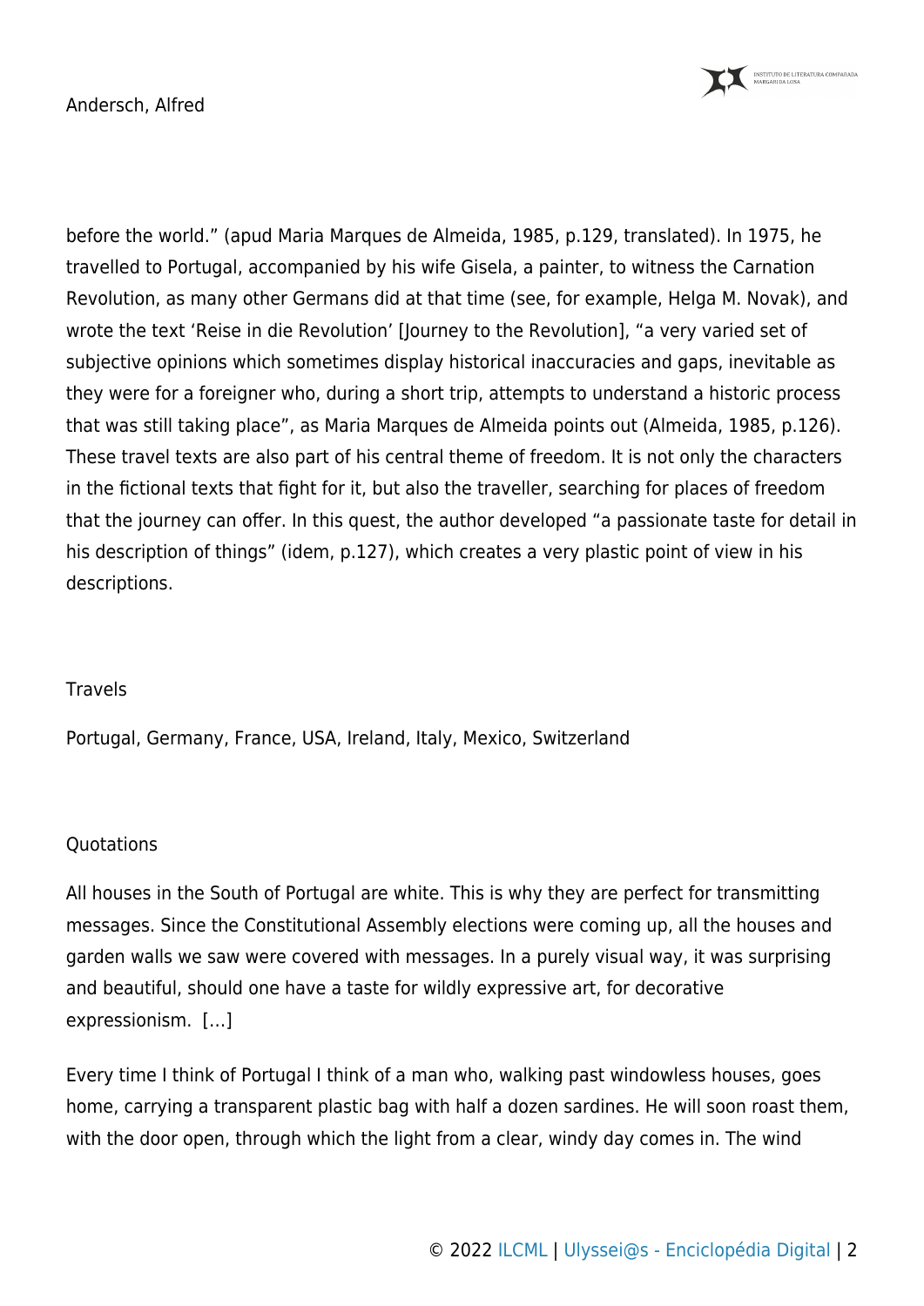before the world.” (apud Maria Marques de Almeida, 1985, p.129, translated). In 1975, he travelled to Portugal, accompanied by his wife Gisela, a painter, to witness the Carnation Revolution, as many other Germans did at that time (see, for example, Helga M. Novak), and wrote the text ‘Reise in die Revolution’ [Journey to the Revolution], “a very varied set of subjective opinions which sometimes display historical inaccuracies and gaps, inevitable as they were for a foreigner who, during a short trip, attempts to understand a historic process that was still taking place”, as Maria Marques de Almeida points out (Almeida, 1985, p.126). These travel texts are also part of his central theme of freedom. It is not only the characters in the fictional texts that fight for it, but also the traveller, searching for places of freedom that the journey can offer. In this quest, the author developed “a passionate taste for detail in his description of things” (idem, p.127), which creates a very plastic point of view in his descriptions.

## Travels

Portugal, Germany, France, USA, Ireland, Italy, Mexico, Switzerland

## Quotations

All houses in the South of Portugal are white. This is why they are perfect for transmitting messages. Since the Constitutional Assembly elections were coming up, all the houses and garden walls we saw were covered with messages. In a purely visual way, it was surprising and beautiful, should one have a taste for wildly expressive art, for decorative expressionism. […]

Every time I think of Portugal I think of a man who, walking past windowless houses, goes home, carrying a transparent plastic bag with half a dozen sardines. He will soon roast them, with the door open, through which the light from a clear, windy day comes in. The wind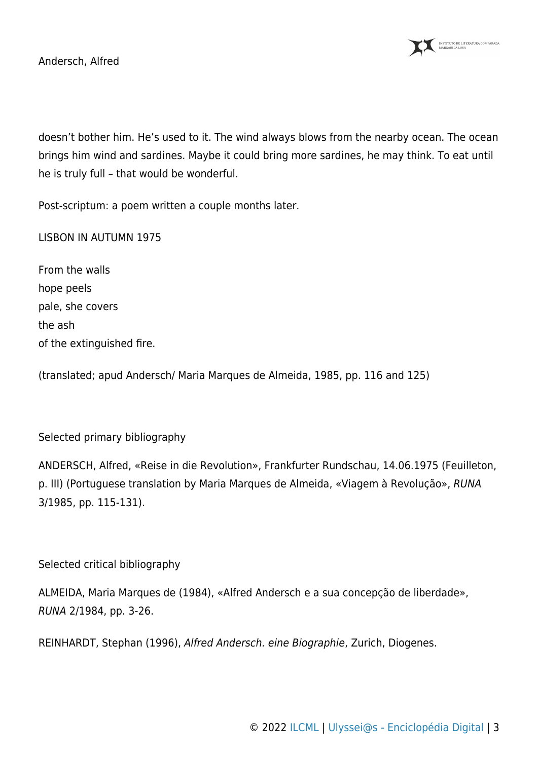doesn't bother him. He's used to it. The wind always blows from the nearby ocean. The ocean brings him wind and sardines. Maybe it could bring more sardines, he may think. To eat until he is truly full – that would be wonderful.

Post-scriptum: a poem written a couple months later.

LISBON IN AUTUMN 1975

From the walls
hope peels
pale, she covers
the ash
of the extinguished fire.

(translated; apud Andersch/ Maria Marques de Almeida, 1985, pp. 116 and 125)

Selected primary bibliography

ANDERSCH, Alfred, «Reise in die Revolution», Frankfurter Rundschau, 14.06.1975 (Feuilleton, p. III) (Portuguese translation by Maria Marques de Almeida, «Viagem à Revolução», *RUNA* 3/1985, pp. 115-131).

Selected critical bibliography

ALMEIDA, Maria Marques de (1984), «Alfred Andersch e a sua concepção de liberdade», *RUNA* 2/1984, pp. 3-26.

REINHARDT, Stephan (1996), *Alfred Andersch. eine Biographie*, Zurich, Diogenes.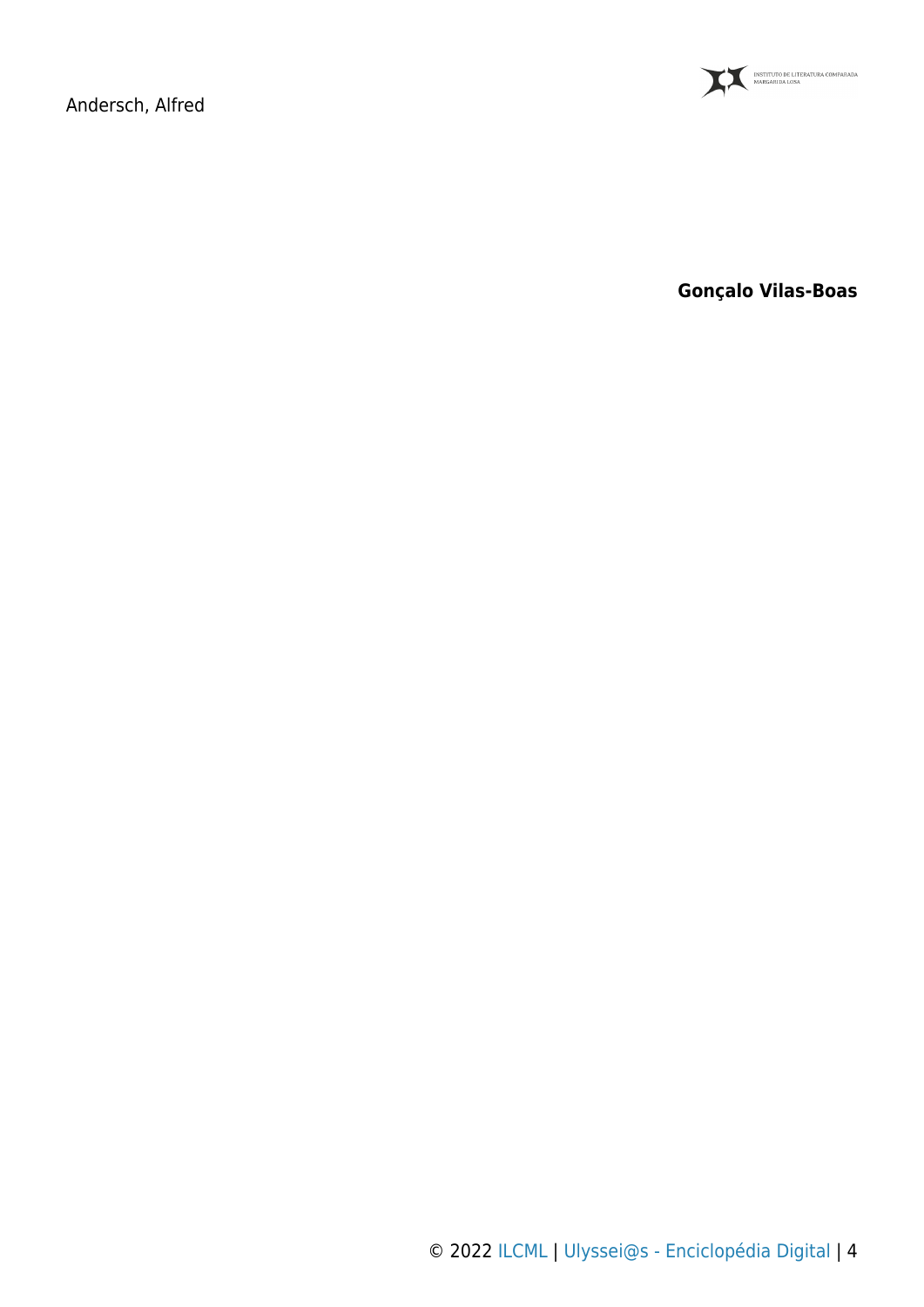**Gonçalo Vilas-Boas**